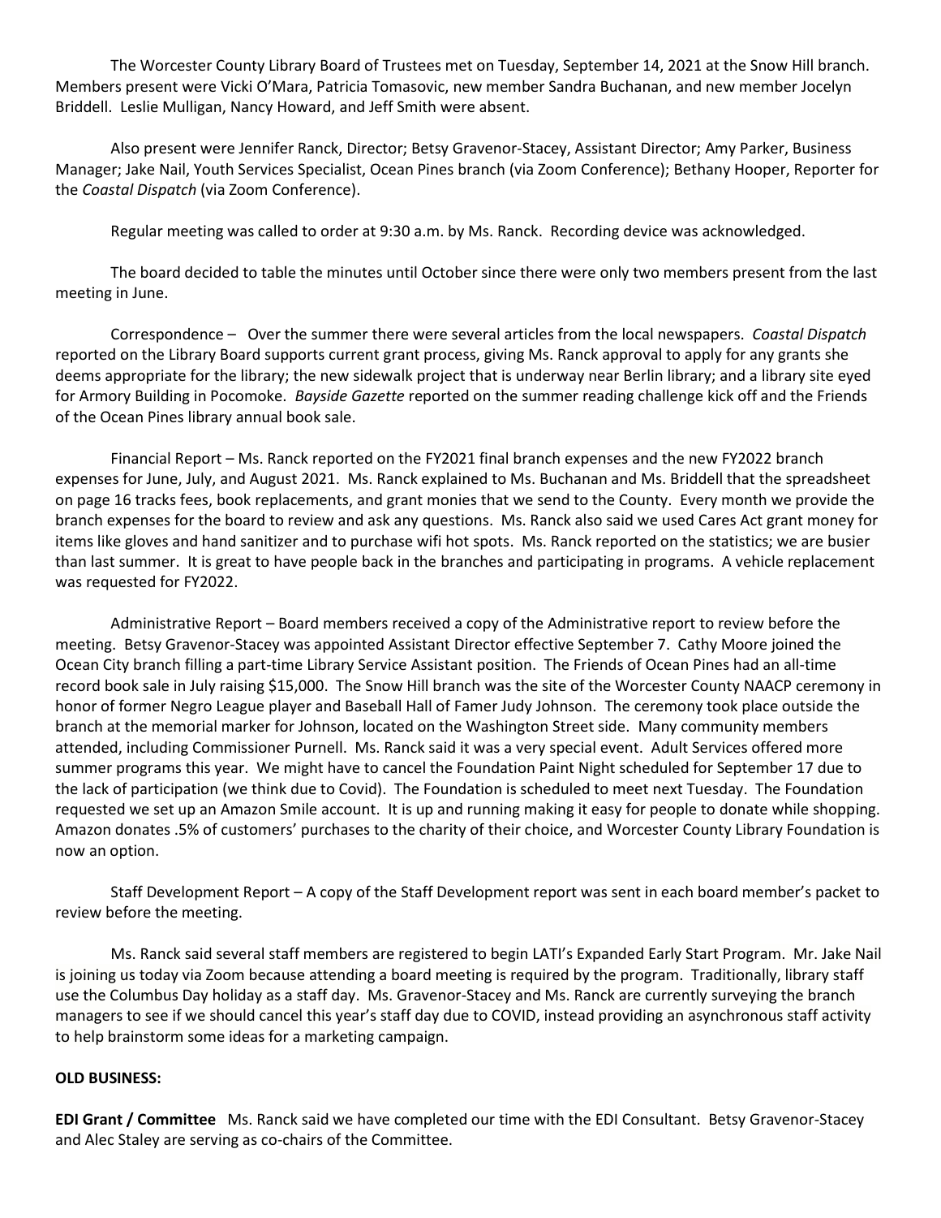The Worcester County Library Board of Trustees met on Tuesday, September 14, 2021 at the Snow Hill branch. Members present were Vicki O'Mara, Patricia Tomasovic, new member Sandra Buchanan, and new member Jocelyn Briddell. Leslie Mulligan, Nancy Howard, and Jeff Smith were absent.

Also present were Jennifer Ranck, Director; Betsy Gravenor-Stacey, Assistant Director; Amy Parker, Business Manager; Jake Nail, Youth Services Specialist, Ocean Pines branch (via Zoom Conference); Bethany Hooper, Reporter for the *Coastal Dispatch* (via Zoom Conference).

Regular meeting was called to order at 9:30 a.m. by Ms. Ranck. Recording device was acknowledged.

The board decided to table the minutes until October since there were only two members present from the last meeting in June.

Correspondence – Over the summer there were several articles from the local newspapers. *Coastal Dispatch* reported on the Library Board supports current grant process, giving Ms. Ranck approval to apply for any grants she deems appropriate for the library; the new sidewalk project that is underway near Berlin library; and a library site eyed for Armory Building in Pocomoke. *Bayside Gazette* reported on the summer reading challenge kick off and the Friends of the Ocean Pines library annual book sale.

Financial Report – Ms. Ranck reported on the FY2021 final branch expenses and the new FY2022 branch expenses for June, July, and August 2021. Ms. Ranck explained to Ms. Buchanan and Ms. Briddell that the spreadsheet on page 16 tracks fees, book replacements, and grant monies that we send to the County. Every month we provide the branch expenses for the board to review and ask any questions. Ms. Ranck also said we used Cares Act grant money for items like gloves and hand sanitizer and to purchase wifi hot spots. Ms. Ranck reported on the statistics; we are busier than last summer. It is great to have people back in the branches and participating in programs. A vehicle replacement was requested for FY2022.

Administrative Report – Board members received a copy of the Administrative report to review before the meeting. Betsy Gravenor-Stacey was appointed Assistant Director effective September 7. Cathy Moore joined the Ocean City branch filling a part-time Library Service Assistant position. The Friends of Ocean Pines had an all-time record book sale in July raising $15,000. The Snow Hill branch was the site of the Worcester County NAACP ceremony in honor of former Negro League player and Baseball Hall of Famer Judy Johnson. The ceremony took place outside the branch at the memorial marker for Johnson, located on the Washington Street side. Many community members attended, including Commissioner Purnell. Ms. Ranck said it was a very special event. Adult Services offered more summer programs this year. We might have to cancel the Foundation Paint Night scheduled for September 17 due to the lack of participation (we think due to Covid). The Foundation is scheduled to meet next Tuesday. The Foundation requested we set up an Amazon Smile account. It is up and running making it easy for people to donate while shopping. Amazon donates .5% of customers' purchases to the charity of their choice, and Worcester County Library Foundation is now an option.

Staff Development Report – A copy of the Staff Development report was sent in each board member's packet to review before the meeting.

Ms. Ranck said several staff members are registered to begin LATI's Expanded Early Start Program. Mr. Jake Nail is joining us today via Zoom because attending a board meeting is required by the program. Traditionally, library staff use the Columbus Day holiday as a staff day. Ms. Gravenor-Stacey and Ms. Ranck are currently surveying the branch managers to see if we should cancel this year's staff day due to COVID, instead providing an asynchronous staff activity to help brainstorm some ideas for a marketing campaign.

**OLD BUSINESS:**

**EDI Grant / Committee** Ms. Ranck said we have completed our time with the EDI Consultant. Betsy Gravenor-Stacey and Alec Staley are serving as co-chairs of the Committee.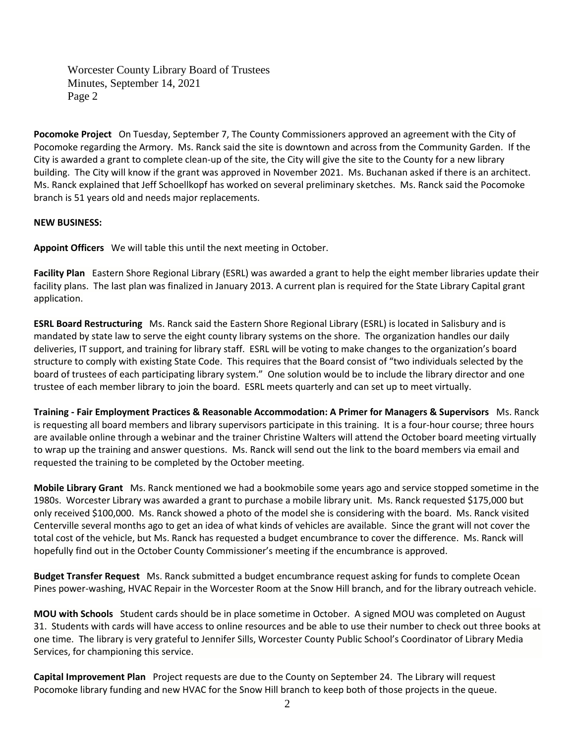**Pocomoke Project** On Tuesday, September 7, The County Commissioners approved an agreement with the City of Pocomoke regarding the Armory. Ms. Ranck said the site is downtown and across from the Community Garden. If the City is awarded a grant to complete clean-up of the site, the City will give the site to the County for a new library building. The City will know if the grant was approved in November 2021. Ms. Buchanan asked if there is an architect. Ms. Ranck explained that Jeff Schoellkopf has worked on several preliminary sketches. Ms. Ranck said the Pocomoke branch is 51 years old and needs major replacements.

**NEW BUSINESS:**

**Appoint Officers** We will table this until the next meeting in October.

**Facility Plan** Eastern Shore Regional Library (ESRL) was awarded a grant to help the eight member libraries update their facility plans. The last plan was finalized in January 2013. A current plan is required for the State Library Capital grant application.

**ESRL Board Restructuring** Ms. Ranck said the Eastern Shore Regional Library (ESRL) is located in Salisbury and is mandated by state law to serve the eight county library systems on the shore. The organization handles our daily deliveries, IT support, and training for library staff. ESRL will be voting to make changes to the organization's board structure to comply with existing State Code. This requires that the Board consist of "two individuals selected by the board of trustees of each participating library system." One solution would be to include the library director and one trustee of each member library to join the board. ESRL meets quarterly and can set up to meet virtually.

**Training - Fair Employment Practices & Reasonable Accommodation: A Primer for Managers & Supervisors** Ms. Ranck is requesting all board members and library supervisors participate in this training. It is a four-hour course; three hours are available online through a webinar and the trainer Christine Walters will attend the October board meeting virtually to wrap up the training and answer questions. Ms. Ranck will send out the link to the board members via email and requested the training to be completed by the October meeting.

**Mobile Library Grant** Ms. Ranck mentioned we had a bookmobile some years ago and service stopped sometime in the 1980s. Worcester Library was awarded a grant to purchase a mobile library unit. Ms. Ranck requested $175,000 but only received $100,000. Ms. Ranck showed a photo of the model she is considering with the board. Ms. Ranck visited Centerville several months ago to get an idea of what kinds of vehicles are available. Since the grant will not cover the total cost of the vehicle, but Ms. Ranck has requested a budget encumbrance to cover the difference. Ms. Ranck will hopefully find out in the October County Commissioner's meeting if the encumbrance is approved.

**Budget Transfer Request** Ms. Ranck submitted a budget encumbrance request asking for funds to complete Ocean Pines power-washing, HVAC Repair in the Worcester Room at the Snow Hill branch, and for the library outreach vehicle.

**MOU with Schools** Student cards should be in place sometime in October. A signed MOU was completed on August 31. Students with cards will have access to online resources and be able to use their number to check out three books at one time. The library is very grateful to Jennifer Sills, Worcester County Public School's Coordinator of Library Media Services, for championing this service.

**Capital Improvement Plan** Project requests are due to the County on September 24. The Library will request Pocomoke library funding and new HVAC for the Snow Hill branch to keep both of those projects in the queue.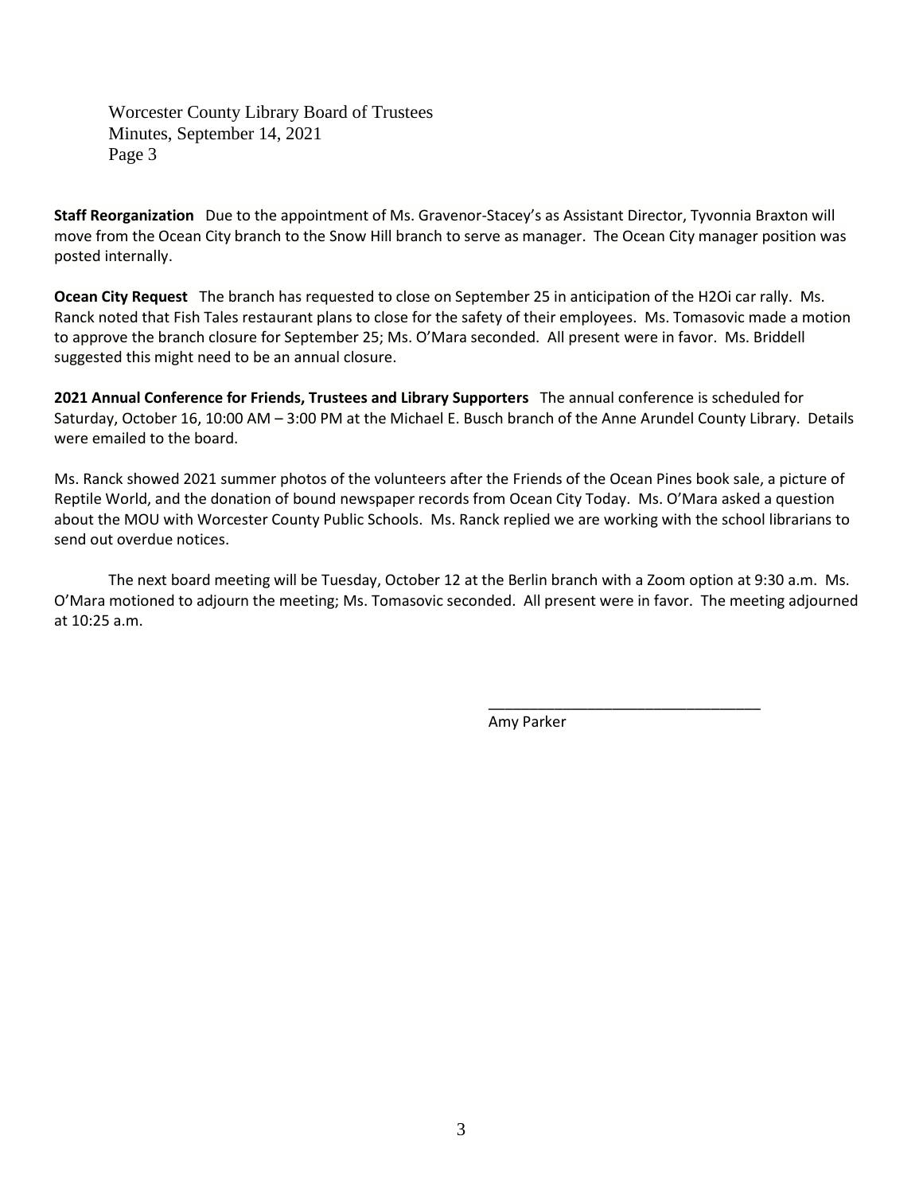**Staff Reorganization** Due to the appointment of Ms. Gravenor-Stacey's as Assistant Director, Tyvonnia Braxton will move from the Ocean City branch to the Snow Hill branch to serve as manager. The Ocean City manager position was posted internally.

**Ocean City Request** The branch has requested to close on September 25 in anticipation of the H2Oi car rally. Ms. Ranck noted that Fish Tales restaurant plans to close for the safety of their employees. Ms. Tomasovic made a motion to approve the branch closure for September 25; Ms. O'Mara seconded. All present were in favor. Ms. Briddell suggested this might need to be an annual closure.

**2021 Annual Conference for Friends, Trustees and Library Supporters** The annual conference is scheduled for Saturday, October 16, 10:00 AM – 3:00 PM at the Michael E. Busch branch of the Anne Arundel County Library. Details were emailed to the board.

Ms. Ranck showed 2021 summer photos of the volunteers after the Friends of the Ocean Pines book sale, a picture of Reptile World, and the donation of bound newspaper records from Ocean City Today. Ms. O'Mara asked a question about the MOU with Worcester County Public Schools. Ms. Ranck replied we are working with the school librarians to send out overdue notices.

The next board meeting will be Tuesday, October 12 at the Berlin branch with a Zoom option at 9:30 a.m. Ms. O'Mara motioned to adjourn the meeting; Ms. Tomasovic seconded. All present were in favor. The meeting adjourned at 10:25 a.m.

_________________________________
Amy Parker